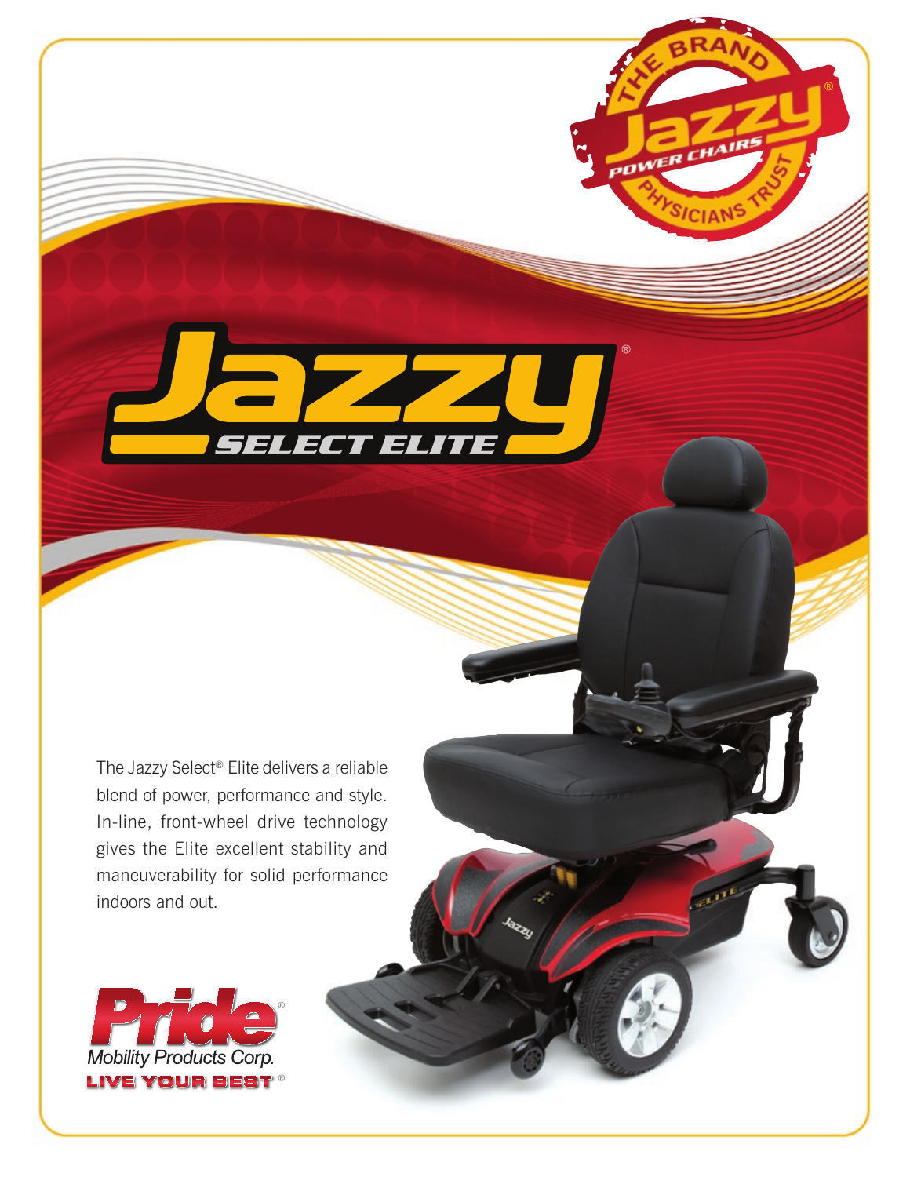THE BRAND PHYSICIANS TRUST
Jazzy® POWER CHAIRS

# Jazzy® SELECT ELITE

The Jazzy Select® Elite delivers a reliable blend of power, performance and style. In-line, front-wheel drive technology gives the Elite excellent stability and maneuverability for solid performance indoors and out.

Pride® Mobility Products Corp.
LIVE YOUR BEST®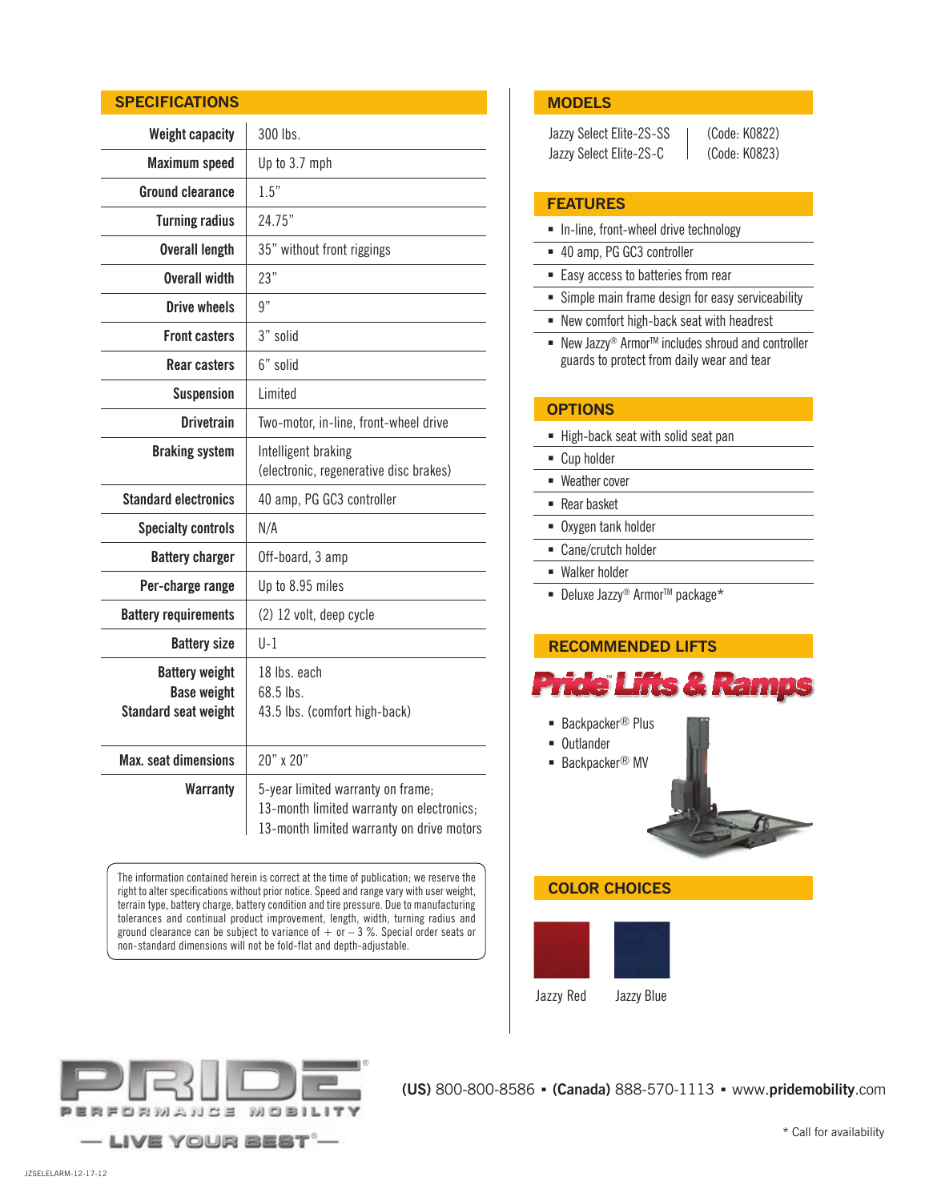## SPECIFICATIONS

| | |
|---|---|
| **Weight capacity** | 300 lbs. |
| **Maximum speed** | Up to 3.7 mph |
| **Ground clearance** | 1.5" |
| **Turning radius** | 24.75" |
| **Overall length** | 35" without front riggings |
| **Overall width** | 23" |
| **Drive wheels** | 9" |
| **Front casters** | 3" solid |
| **Rear casters** | 6" solid |
| **Suspension** | Limited |
| **Drivetrain** | Two-motor, in-line, front-wheel drive |
| **Braking system** | Intelligent braking (electronic, regenerative disc brakes) |
| **Standard electronics** | 40 amp, PG GC3 controller |
| **Specialty controls** | N/A |
| **Battery charger** | Off-board, 3 amp |
| **Per-charge range** | Up to 8.95 miles |
| **Battery requirements** | (2) 12 volt, deep cycle |
| **Battery size** | U-1 |
| **Battery weight**<br>**Base weight**<br>**Standard seat weight** | 18 lbs. each<br>68.5 lbs.<br>43.5 lbs. (comfort high-back) |
| **Max. seat dimensions** | 20" x 20" |
| **Warranty** | 5-year limited warranty on frame;<br>13-month limited warranty on electronics;<br>13-month limited warranty on drive motors |

The information contained herein is correct at the time of publication; we reserve the right to alter specifications without prior notice. Speed and range vary with user weight, terrain type, battery charge, battery condition and tire pressure. Due to manufacturing tolerances and continual product improvement, length, width, turning radius and ground clearance can be subject to variance of + or – 3 %. Special order seats or non-standard dimensions will not be fold-flat and depth-adjustable.

## MODELS

Jazzy Select Elite-2S-SS (Code: K0822)
Jazzy Select Elite-2S-C (Code: K0823)

## FEATURES

- In-line, front-wheel drive technology
- 40 amp, PG GC3 controller
- Easy access to batteries from rear
- Simple main frame design for easy serviceability
- New comfort high-back seat with headrest
- New Jazzy® Armor™ includes shroud and controller guards to protect from daily wear and tear

## OPTIONS

- High-back seat with solid seat pan
- Cup holder
- Weather cover
- Rear basket
- Oxygen tank holder
- Cane/crutch holder
- Walker holder
- Deluxe Jazzy® Armor™ package*

## RECOMMENDED LIFTS

Pride Lifts & Ramps

- Backpacker® Plus
- Outlander
- Backpacker® MV

## COLOR CHOICES

Jazzy Red
Jazzy Blue

PRIDE® PERFORMANCE MOBILITY
— LIVE YOUR BEST® —

**(US)** 800-800-8586 ▪ **(Canada)** 888-570-1113 ▪ www.**pridemobility**.com

\* Call for availability

JZSELELARM-12-17-12